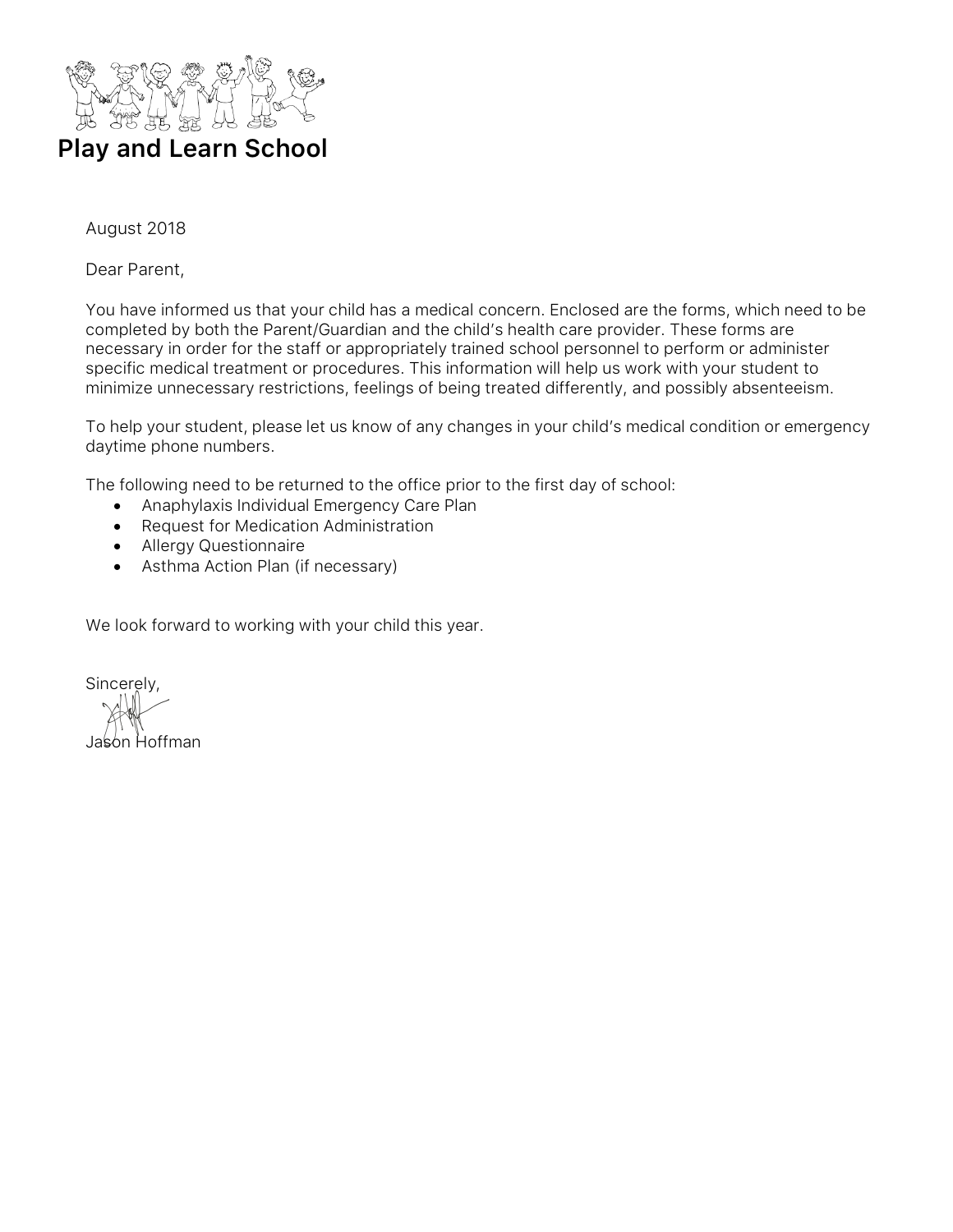# Play and Learn School

August 2018

Dear Parent,

You have informed us that your child has a medical concern. Enclosed are the forms, which need to be completed by both the Parent/Guardian and the child's health care provider. These forms are necessary in order for the staff or appropriately trained school personnel to perform or administer specific medical treatment or procedures. This information will help us work with your student to minimize unnecessary restrictions, feelings of being treated differently, and possibly absenteeism.

To help your student, please let us know of any changes in your child's medical condition or emergency daytime phone numbers.

The following need to be returned to the office prior to the first day of school:

- Anaphylaxis Individual Emergency Care Plan
- Request for Medication Administration
- Allergy Questionnaire
- Asthma Action Plan (if necessary)

We look forward to working with your child this year.

Sincerely,

Jason Hoffman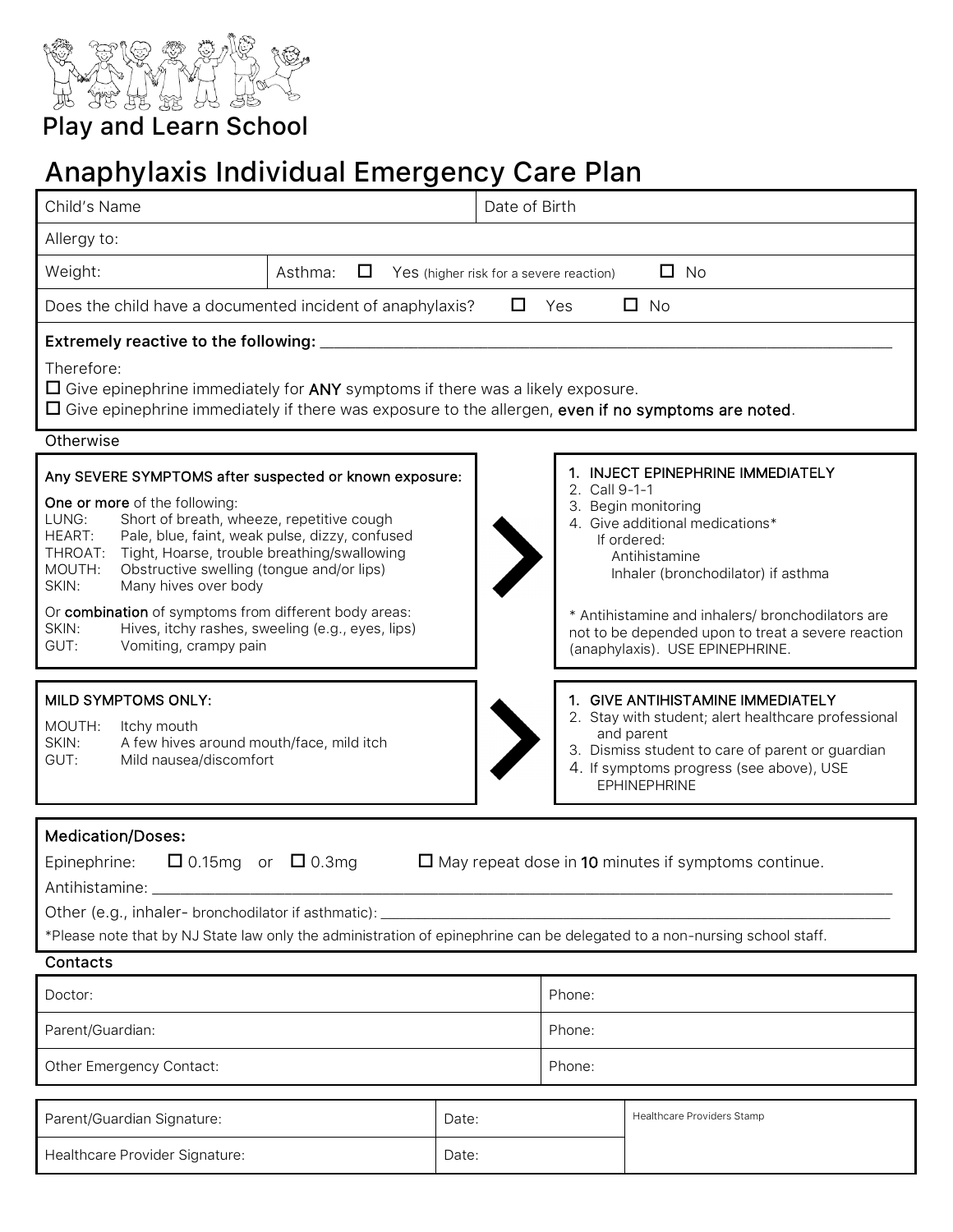Play and Learn School

# Anaphylaxis Individual Emergency Care Plan

| Child's Name | | Date of Birth |
|---|---|---|
| Allergy to: | | |
| Weight: | Asthma: ☐ Yes (higher risk for a severe reaction) ☐ No | |
| Does the child have a documented incident of anaphylaxis? ☐ Yes ☐ No | | |

**Extremely reactive to the following:** ______________________________

Therefore:

☐ Give epinephrine immediately for **ANY** symptoms if there was a likely exposure.
☐ Give epinephrine immediately if there was exposure to the allergen, **even if no symptoms are noted**.

Otherwise

| Symptoms | Action |
|---|---|
| **Any SEVERE SYMPTOMS after suspected or known exposure:**<br><br>**One or more** of the following:<br>LUNG: Short of breath, wheeze, repetitive cough<br>HEART: Pale, blue, faint, weak pulse, dizzy, confused<br>THROAT: Tight, Hoarse, trouble breathing/swallowing<br>MOUTH: Obstructive swelling (tongue and/or lips)<br>SKIN: Many hives over body<br><br>Or **combination** of symptoms from different body areas:<br>SKIN: Hives, itchy rashes, sweeling (e.g., eyes, lips)<br>GUT: Vomiting, crampy pain | 1. **INJECT EPINEPHRINE IMMEDIATELY**<br>2. Call 9-1-1<br>3. Begin monitoring<br>4. Give additional medications*<br>If ordered:<br>Antihistamine<br>Inhaler (bronchodilator) if asthma<br><br>* Antihistamine and inhalers/ bronchodilators are not to be depended upon to treat a severe reaction (anaphylaxis). USE EPINEPHRINE. |
| **MILD SYMPTOMS ONLY:**<br><br>MOUTH: Itchy mouth<br>SKIN: A few hives around mouth/face, mild itch<br>GUT: Mild nausea/discomfort | 1. **GIVE ANTIHISTAMINE IMMEDIATELY**<br>2. Stay with student; alert healthcare professional and parent<br>3. Dismiss student to care of parent or guardian<br>4. If symptoms progress (see above), USE EPHINEPHRINE |

**Medication/Doses:**

Epinephrine: ☐ 0.15mg or ☐ 0.3mg ☐ May repeat dose in **10** minutes if symptoms continue.

Antihistamine: ______________________________

Other (e.g., inhaler- bronchodilator if asthmatic): ______________________________

*Please note that by NJ State law only the administration of epinephrine can be delegated to a non-nursing school staff.

Contacts

| Contact | Phone |
|---|---|
| Doctor: | Phone: |
| Parent/Guardian: | Phone: |
| Other Emergency Contact: | Phone: |

| Signature | Date | Healthcare Providers Stamp |
|---|---|---|
| Parent/Guardian Signature: | Date: | |
| Healthcare Provider Signature: | Date: | |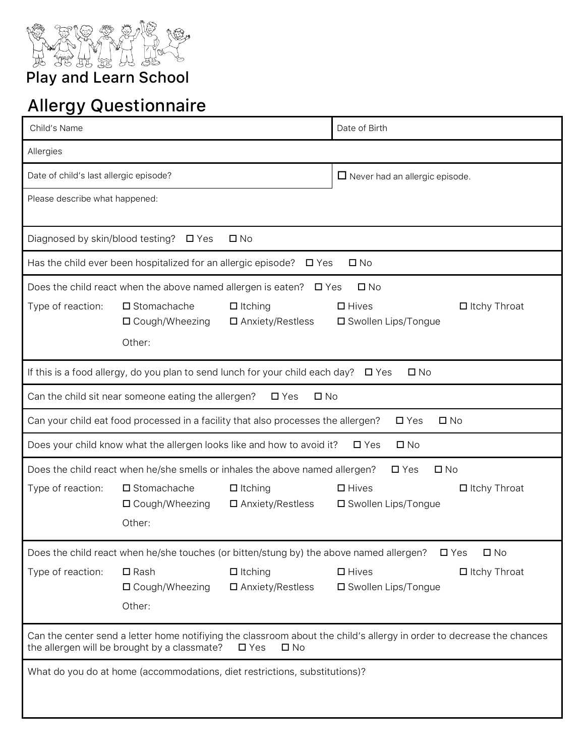Play and Learn School

# Allergy Questionnaire

| Child's Name | Date of Birth |
|---|---|
| Allergies | |
| Date of child's last allergic episode? | ☐ Never had an allergic episode. |
| Please describe what happened: | |

Diagnosed by skin/blood testing? ☐ Yes ☐ No

Has the child ever been hospitalized for an allergic episode? ☐ Yes ☐ No

Does the child react when the above named allergen is eaten? ☐ Yes ☐ No

Type of reaction: ☐ Stomachache ☐ Itching ☐ Hives ☐ Itchy Throat ☐ Cough/Wheezing ☐ Anxiety/Restless ☐ Swollen Lips/Tongue

Other:

If this is a food allergy, do you plan to send lunch for your child each day? ☐ Yes ☐ No

Can the child sit near someone eating the allergen? ☐ Yes ☐ No

Can your child eat food processed in a facility that also processes the allergen? ☐ Yes ☐ No

Does your child know what the allergen looks like and how to avoid it? ☐ Yes ☐ No

Does the child react when he/she smells or inhales the above named allergen? ☐ Yes ☐ No

Type of reaction: ☐ Stomachache ☐ Itching ☐ Hives ☐ Itchy Throat ☐ Cough/Wheezing ☐ Anxiety/Restless ☐ Swollen Lips/Tongue

Other:

Does the child react when he/she touches (or bitten/stung by) the above named allergen? ☐ Yes ☐ No

Type of reaction: ☐ Rash ☐ Itching ☐ Hives ☐ Itchy Throat ☐ Cough/Wheezing ☐ Anxiety/Restless ☐ Swollen Lips/Tongue

Other:

Can the center send a letter home notifiying the classroom about the child's allergy in order to decrease the chances the allergen will be brought by a classmate? ☐ Yes ☐ No

What do you do at home (accommodations, diet restrictions, substitutions)?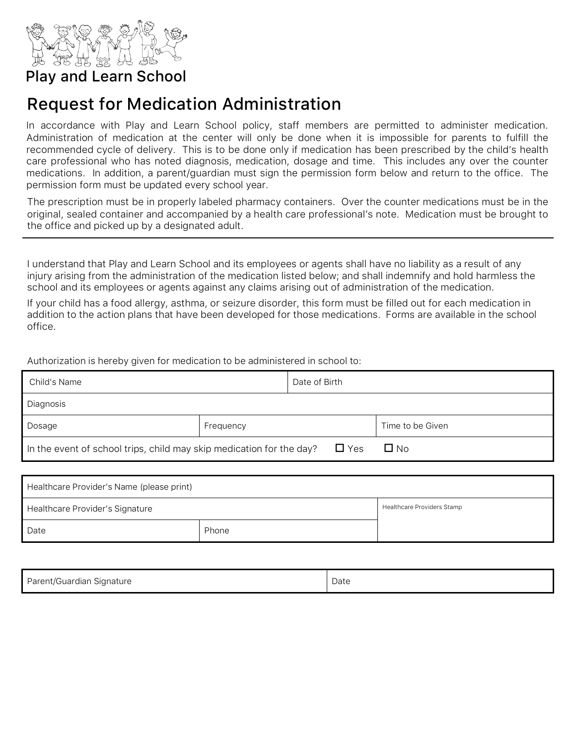Play and Learn School

# Request for Medication Administration

In accordance with Play and Learn School policy, staff members are permitted to administer medication. Administration of medication at the center will only be done when it is impossible for parents to fulfill the recommended cycle of delivery. This is to be done only if medication has been prescribed by the child's health care professional who has noted diagnosis, medication, dosage and time. This includes any over the counter medications. In addition, a parent/guardian must sign the permission form below and return to the office. The permission form must be updated every school year.

The prescription must be in properly labeled pharmacy containers. Over the counter medications must be in the original, sealed container and accompanied by a health care professional's note. Medication must be brought to the office and picked up by a designated adult.

---

I understand that Play and Learn School and its employees or agents shall have no liability as a result of any injury arising from the administration of the medication listed below; and shall indemnify and hold harmless the school and its employees or agents against any claims arising out of administration of the medication.

If your child has a food allergy, asthma, or seizure disorder, this form must be filled out for each medication in addition to the action plans that have been developed for those medications. Forms are available in the school office.

Authorization is hereby given for medication to be administered in school to:

| | | |
|---|---|---|
| Child's Name | | Date of Birth |
| Diagnosis | | |
| Dosage | Frequency | Time to be Given |
| In the event of school trips, child may skip medication for the day? ☐ Yes ☐ No | | |

| | | |
|---|---|---|
| Healthcare Provider's Name (please print) | | |
| Healthcare Provider's Signature | | Healthcare Providers Stamp |
| Date | Phone | |

| | |
|---|---|
| Parent/Guardian Signature | Date |